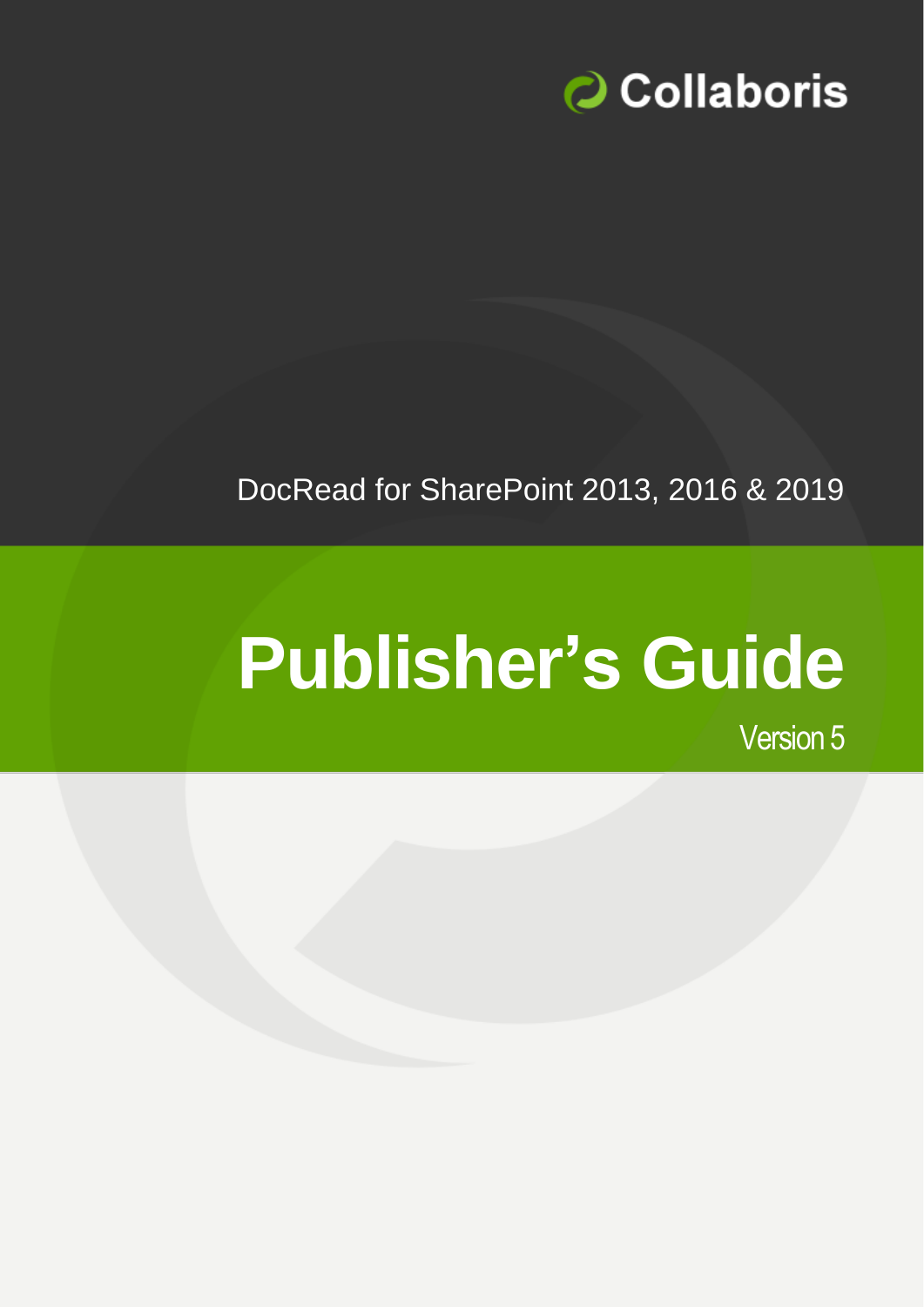Collaboris

DocRead for SharePoint 2013, 2016 & 2019

# Publisher's Guide

Version 5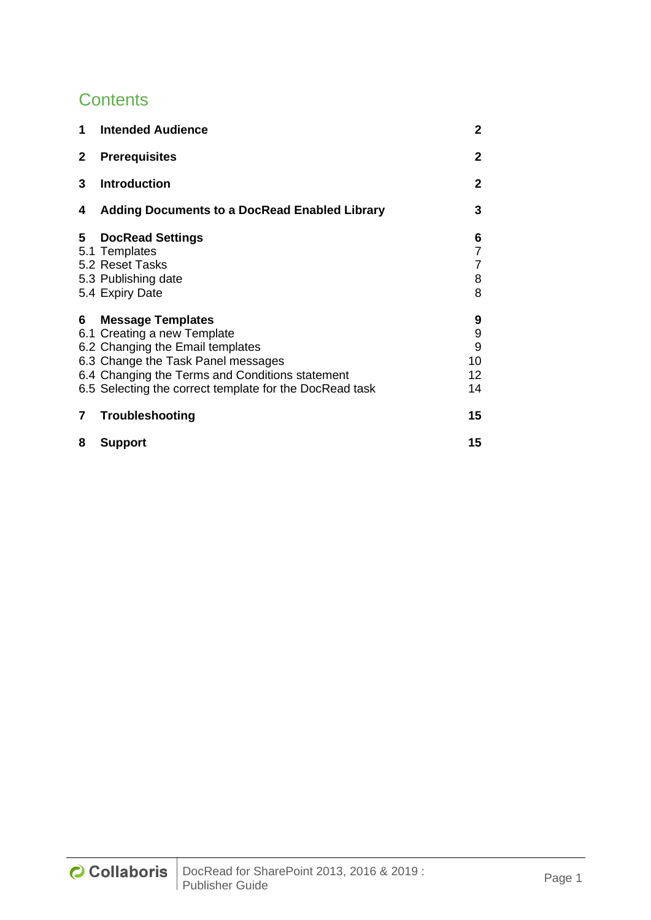# Contents

| | | |
|---|---|---|
| **1** | **Intended Audience** | **2** |
| **2** | **Prerequisites** | **2** |
| **3** | **Introduction** | **2** |
| **4** | **Adding Documents to a DocRead Enabled Library** | **3** |
| **5** | **DocRead Settings** | **6** |
| 5.1 | Templates | 7 |
| 5.2 | Reset Tasks | 7 |
| 5.3 | Publishing date | 8 |
| 5.4 | Expiry Date | 8 |
| **6** | **Message Templates** | **9** |
| 6.1 | Creating a new Template | 9 |
| 6.2 | Changing the Email templates | 9 |
| 6.3 | Change the Task Panel messages | 10 |
| 6.4 | Changing the Terms and Conditions statement | 12 |
| 6.5 | Selecting the correct template for the DocRead task | 14 |
| **7** | **Troubleshooting** | **15** |
| **8** | **Support** | **15** |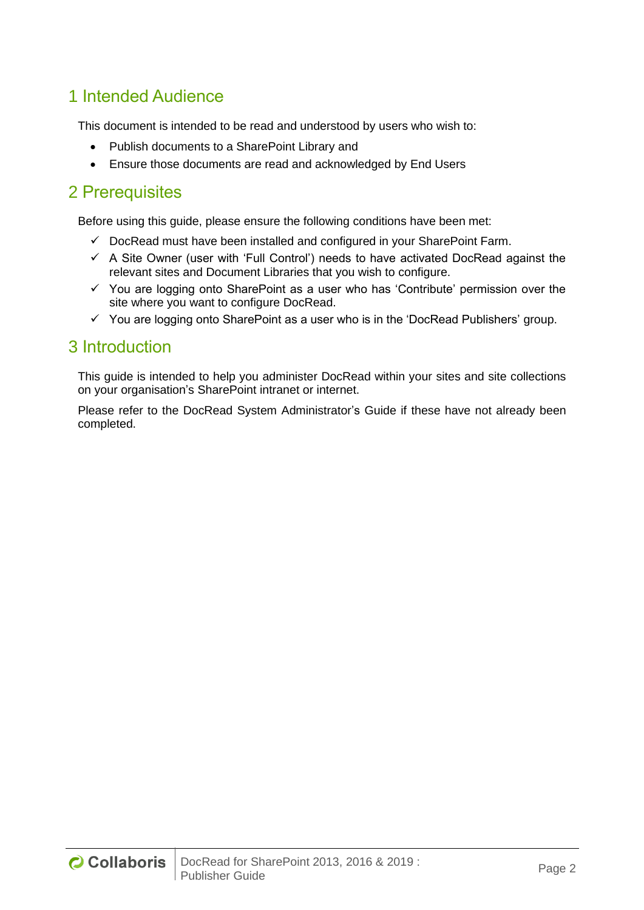# 1 Intended Audience

This document is intended to be read and understood by users who wish to:

- Publish documents to a SharePoint Library and
- Ensure those documents are read and acknowledged by End Users

# 2 Prerequisites

Before using this guide, please ensure the following conditions have been met:

- ✓ DocRead must have been installed and configured in your SharePoint Farm.
- ✓ A Site Owner (user with 'Full Control') needs to have activated DocRead against the relevant sites and Document Libraries that you wish to configure.
- ✓ You are logging onto SharePoint as a user who has 'Contribute' permission over the site where you want to configure DocRead.
- ✓ You are logging onto SharePoint as a user who is in the 'DocRead Publishers' group.

# 3 Introduction

This guide is intended to help you administer DocRead within your sites and site collections on your organisation's SharePoint intranet or internet.

Please refer to the DocRead System Administrator's Guide if these have not already been completed.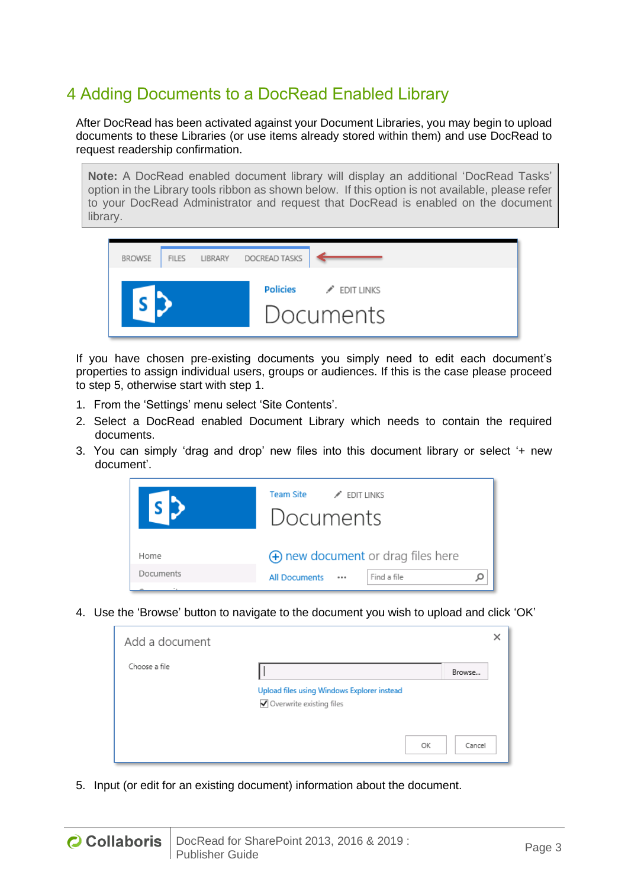# 4 Adding Documents to a DocRead Enabled Library

After DocRead has been activated against your Document Libraries, you may begin to upload documents to these Libraries (or use items already stored within them) and use DocRead to request readership confirmation.

> **Note:** A DocRead enabled document library will display an additional 'DocRead Tasks' option in the Library tools ribbon as shown below. If this option is not available, please refer to your DocRead Administrator and request that DocRead is enabled on the document library.

If you have chosen pre-existing documents you simply need to edit each document's properties to assign individual users, groups or audiences. If this is the case please proceed to step 5, otherwise start with step 1.

1. From the 'Settings' menu select 'Site Contents'.
2. Select a DocRead enabled Document Library which needs to contain the required documents.
3. You can simply 'drag and drop' new files into this document library or select '+ new document'.
4. Use the 'Browse' button to navigate to the document you wish to upload and click 'OK'
5. Input (or edit for an existing document) information about the document.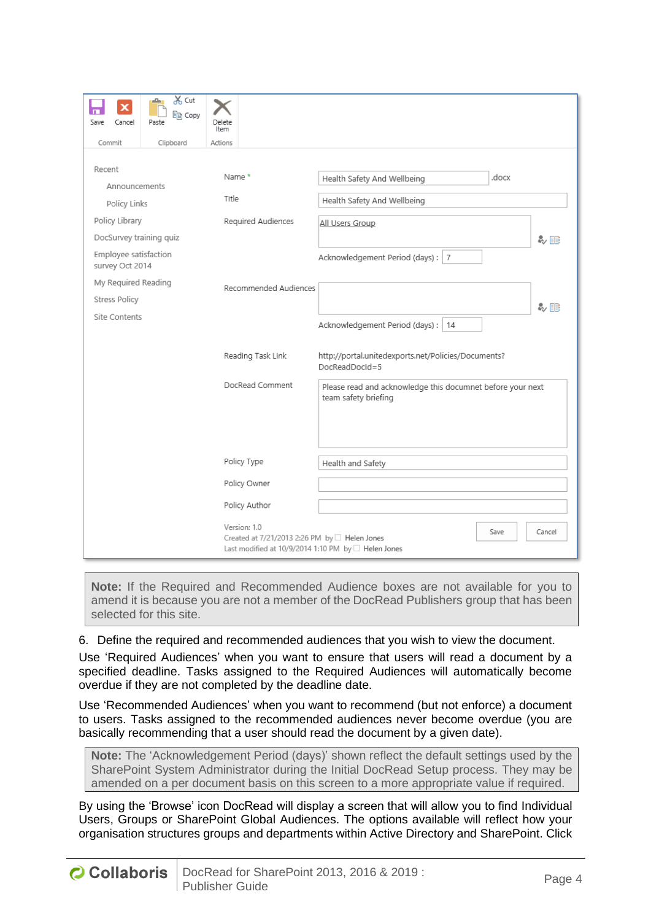> **Note:** If the Required and Recommended Audience boxes are not available for you to amend it is because you are not a member of the DocRead Publishers group that has been selected for this site.

6. Define the required and recommended audiences that you wish to view the document.

Use 'Required Audiences' when you want to ensure that users will read a document by a specified deadline. Tasks assigned to the Required Audiences will automatically become overdue if they are not completed by the deadline date.

Use 'Recommended Audiences' when you want to recommend (but not enforce) a document to users. Tasks assigned to the recommended audiences never become overdue (you are basically recommending that a user should read the document by a given date).

> **Note:** The 'Acknowledgement Period (days)' shown reflect the default settings used by the SharePoint System Administrator during the Initial DocRead Setup process. They may be amended on a per document basis on this screen to a more appropriate value if required.

By using the 'Browse' icon DocRead will display a screen that will allow you to find Individual Users, Groups or SharePoint Global Audiences. The options available will reflect how your organisation structures groups and departments within Active Directory and SharePoint. Click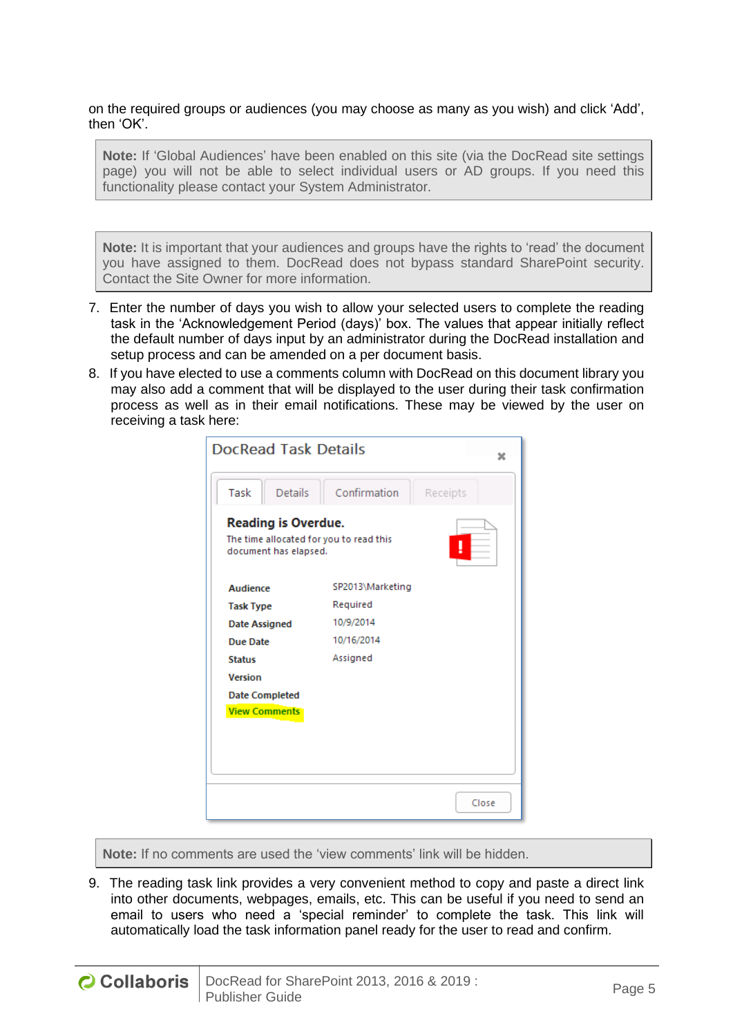on the required groups or audiences (you may choose as many as you wish) and click 'Add', then 'OK'.

> **Note:** If 'Global Audiences' have been enabled on this site (via the DocRead site settings page) you will not be able to select individual users or AD groups. If you need this functionality please contact your System Administrator.

> **Note:** It is important that your audiences and groups have the rights to 'read' the document you have assigned to them. DocRead does not bypass standard SharePoint security. Contact the Site Owner for more information.

7. Enter the number of days you wish to allow your selected users to complete the reading task in the 'Acknowledgement Period (days)' box. The values that appear initially reflect the default number of days input by an administrator during the DocRead installation and setup process and can be amended on a per document basis.
8. If you have elected to use a comments column with DocRead on this document library you may also add a comment that will be displayed to the user during their task confirmation process as well as in their email notifications. These may be viewed by the user on receiving a task here:

> **Note:** If no comments are used the 'view comments' link will be hidden.

9. The reading task link provides a very convenient method to copy and paste a direct link into other documents, webpages, emails, etc. This can be useful if you need to send an email to users who need a 'special reminder' to complete the task. This link will automatically load the task information panel ready for the user to read and confirm.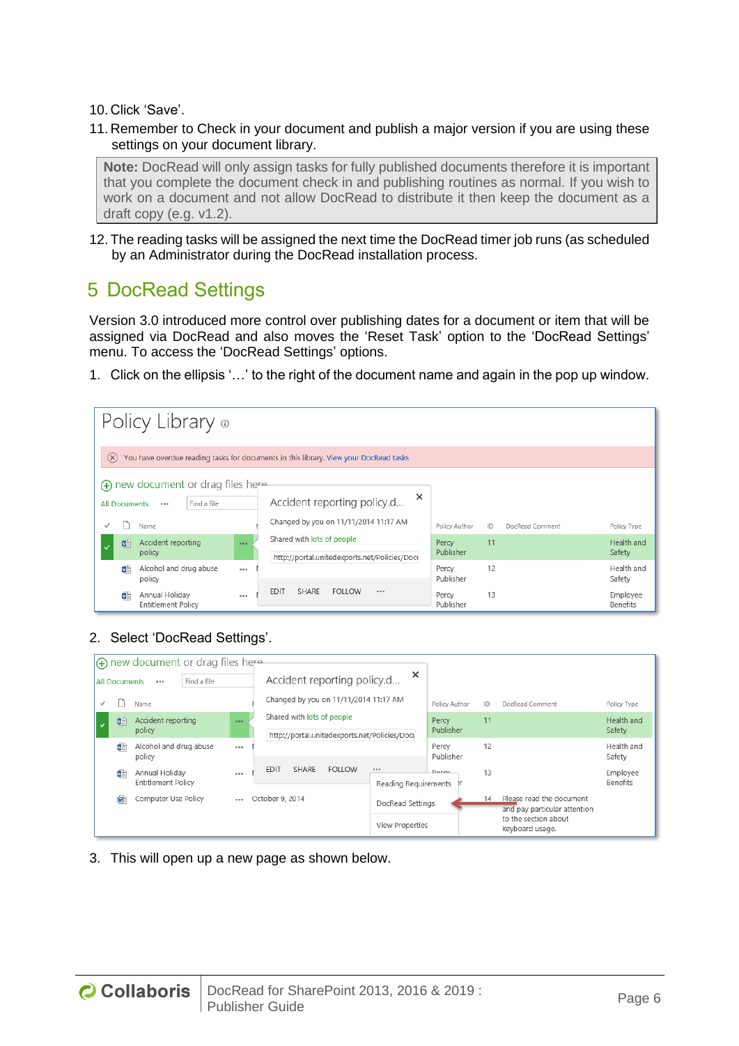10. Click 'Save'.
11. Remember to Check in your document and publish a major version if you are using these settings on your document library.

> **Note:** DocRead will only assign tasks for fully published documents therefore it is important that you complete the document check in and publishing routines as normal. If you wish to work on a document and not allow DocRead to distribute it then keep the document as a draft copy (e.g. v1.2).

12. The reading tasks will be assigned the next time the DocRead timer job runs (as scheduled by an Administrator during the DocRead installation process.

# 5 DocRead Settings

Version 3.0 introduced more control over publishing dates for a document or item that will be assigned via DocRead and also moves the 'Reset Task' option to the 'DocRead Settings' menu. To access the 'DocRead Settings' options.

1. Click on the ellipsis '…' to the right of the document name and again in the pop up window.

2. Select 'DocRead Settings'.

3. This will open up a new page as shown below.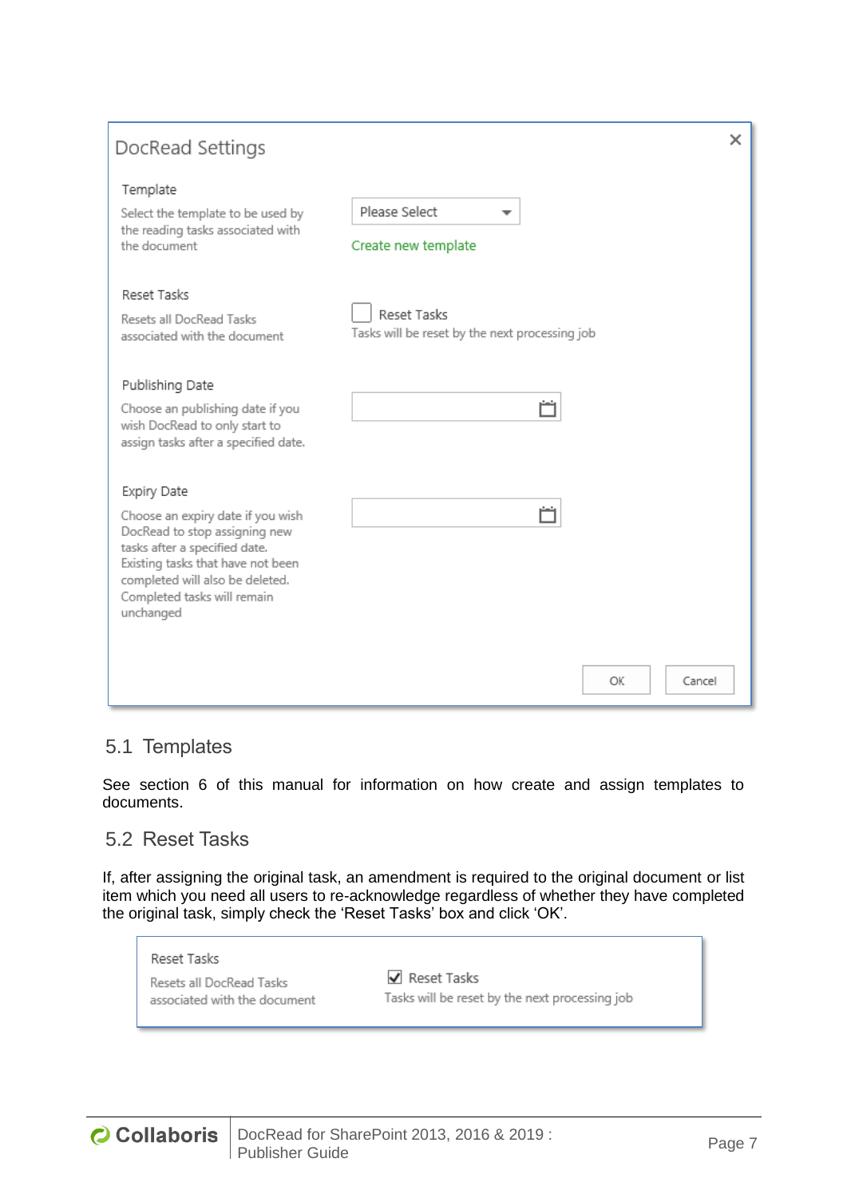DocRead Settings

Template

Select the template to be used by the reading tasks associated with the document

Please Select

Create new template

Reset Tasks

Resets all DocRead Tasks associated with the document

☐ Reset Tasks

Tasks will be reset by the next processing job

Publishing Date

Choose an publishing date if you wish DocRead to only start to assign tasks after a specified date.

Expiry Date

Choose an expiry date if you wish DocRead to stop assigning new tasks after a specified date. Existing tasks that have not been completed will also be deleted. Completed tasks will remain unchanged

OK Cancel

## 5.1 Templates

See section 6 of this manual for information on how create and assign templates to documents.

## 5.2 Reset Tasks

If, after assigning the original task, an amendment is required to the original document or list item which you need all users to re-acknowledge regardless of whether they have completed the original task, simply check the 'Reset Tasks' box and click 'OK'.

Reset Tasks

Resets all DocRead Tasks associated with the document

☑ Reset Tasks

Tasks will be reset by the next processing job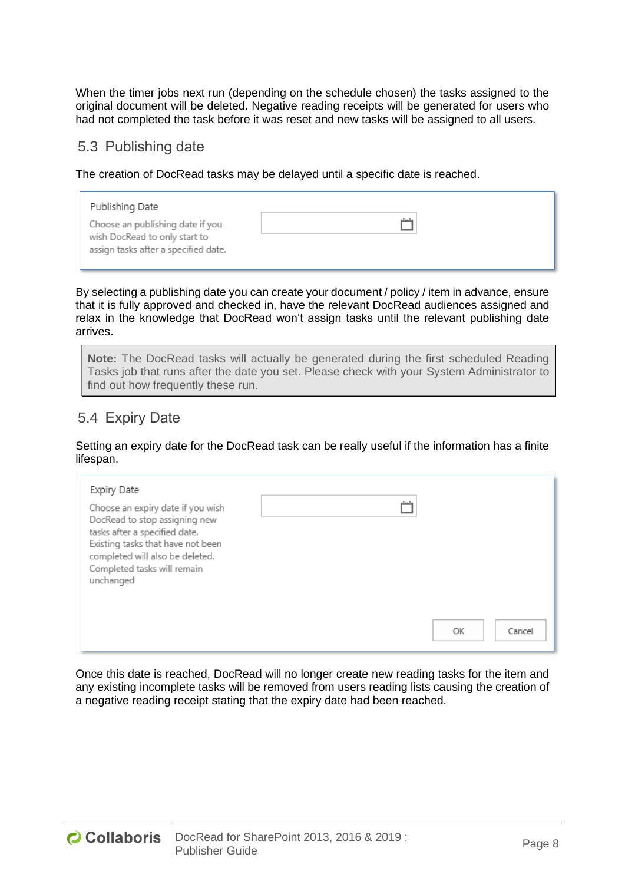When the timer jobs next run (depending on the schedule chosen) the tasks assigned to the original document will be deleted. Negative reading receipts will be generated for users who had not completed the task before it was reset and new tasks will be assigned to all users.

## 5.3 Publishing date

The creation of DocRead tasks may be delayed until a specific date is reached.

Publishing Date

Choose an publishing date if you wish DocRead to only start to assign tasks after a specified date.

By selecting a publishing date you can create your document / policy / item in advance, ensure that it is fully approved and checked in, have the relevant DocRead audiences assigned and relax in the knowledge that DocRead won't assign tasks until the relevant publishing date arrives.

> **Note:** The DocRead tasks will actually be generated during the first scheduled Reading Tasks job that runs after the date you set. Please check with your System Administrator to find out how frequently these run.

## 5.4 Expiry Date

Setting an expiry date for the DocRead task can be really useful if the information has a finite lifespan.

Expiry Date

Choose an expiry date if you wish DocRead to stop assigning new tasks after a specified date. Existing tasks that have not been completed will also be deleted. Completed tasks will remain unchanged

OK Cancel

Once this date is reached, DocRead will no longer create new reading tasks for the item and any existing incomplete tasks will be removed from users reading lists causing the creation of a negative reading receipt stating that the expiry date had been reached.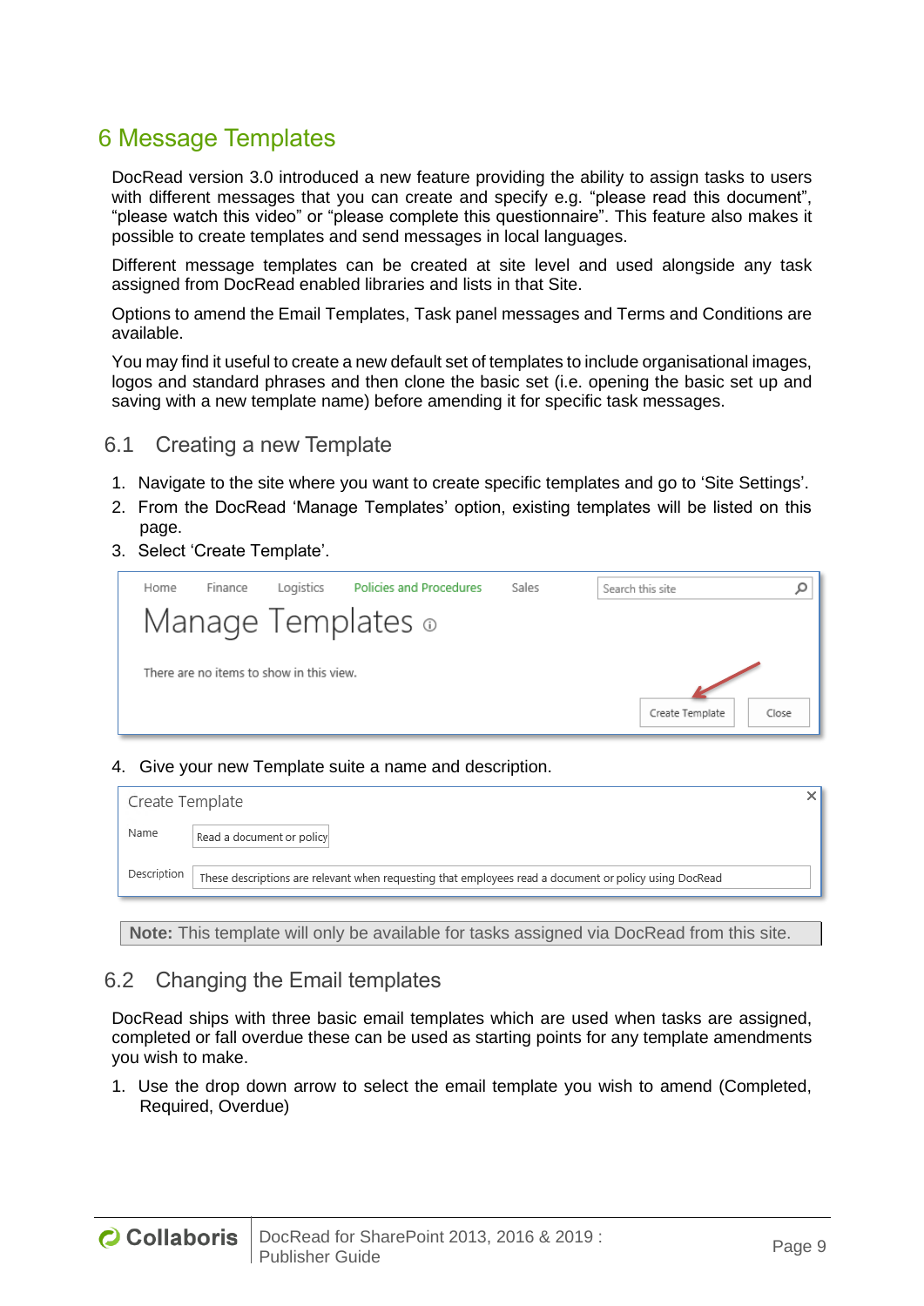# 6 Message Templates

DocRead version 3.0 introduced a new feature providing the ability to assign tasks to users with different messages that you can create and specify e.g. “please read this document”, “please watch this video” or “please complete this questionnaire”. This feature also makes it possible to create templates and send messages in local languages.

Different message templates can be created at site level and used alongside any task assigned from DocRead enabled libraries and lists in that Site.

Options to amend the Email Templates, Task panel messages and Terms and Conditions are available.

You may find it useful to create a new default set of templates to include organisational images, logos and standard phrases and then clone the basic set (i.e. opening the basic set up and saving with a new template name) before amending it for specific task messages.

## 6.1 Creating a new Template

1. Navigate to the site where you want to create specific templates and go to ‘Site Settings’.
2. From the DocRead ‘Manage Templates’ option, existing templates will be listed on this page.
3. Select ‘Create Template’.

4. Give your new Template suite a name and description.

**Note:** This template will only be available for tasks assigned via DocRead from this site.

## 6.2 Changing the Email templates

DocRead ships with three basic email templates which are used when tasks are assigned, completed or fall overdue these can be used as starting points for any template amendments you wish to make.

1. Use the drop down arrow to select the email template you wish to amend (Completed, Required, Overdue)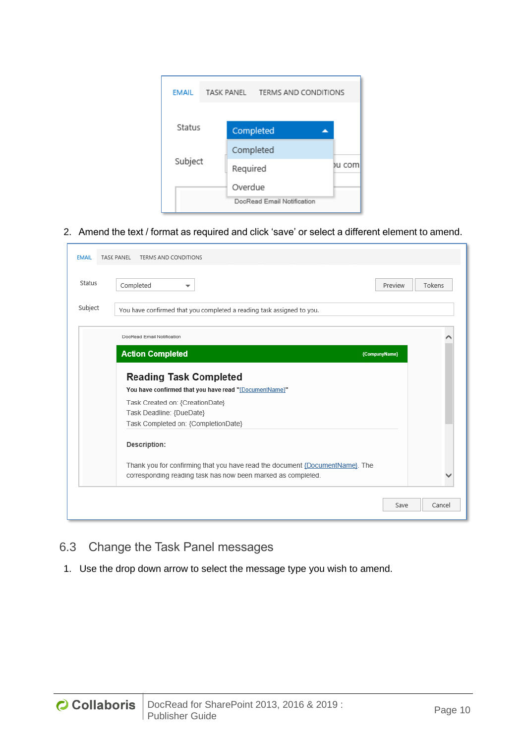2. Amend the text / format as required and click ‘save’ or select a different element to amend.

## 6.3 Change the Task Panel messages

1. Use the drop down arrow to select the message type you wish to amend.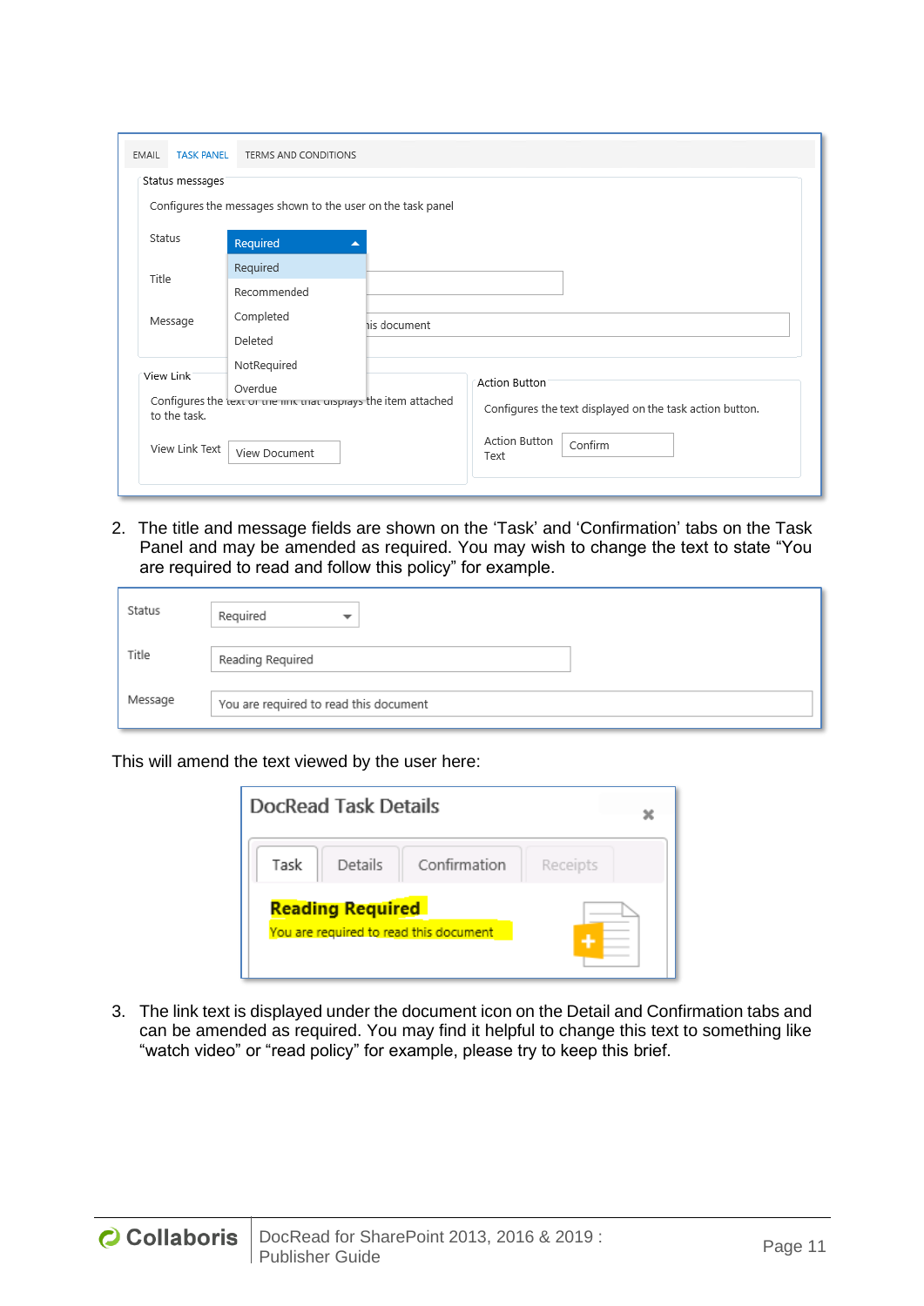2. The title and message fields are shown on the ‘Task’ and ‘Confirmation’ tabs on the Task Panel and may be amended as required. You may wish to change the text to state “You are required to read and follow this policy” for example.

This will amend the text viewed by the user here:

3. The link text is displayed under the document icon on the Detail and Confirmation tabs and can be amended as required. You may find it helpful to change this text to something like “watch video” or “read policy” for example, please try to keep this brief.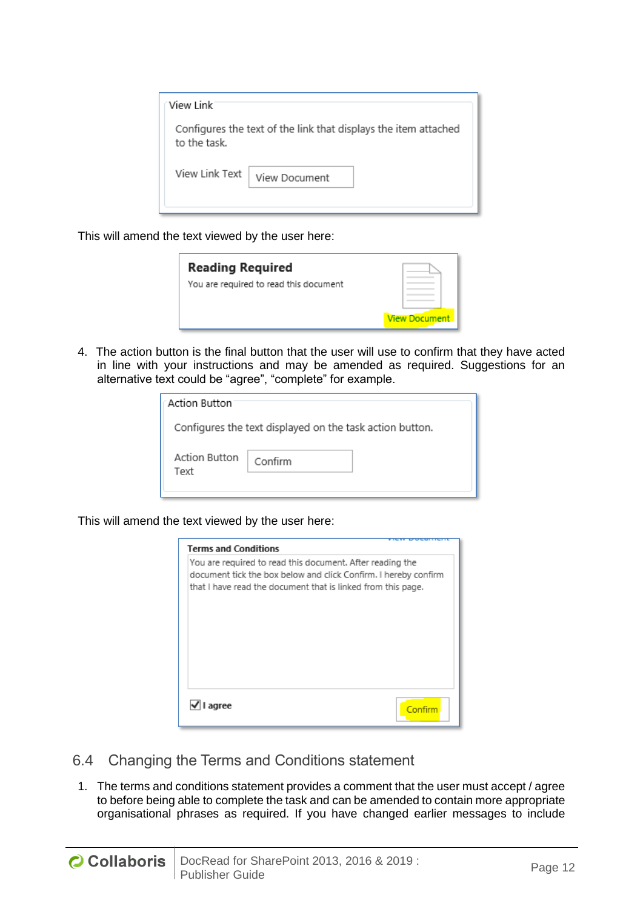View Link

Configures the text of the link that displays the item attached to the task.

View Link Text: View Document

This will amend the text viewed by the user here:

**Reading Required**

You are required to read this document

View Document

4. The action button is the final button that the user will use to confirm that they have acted in line with your instructions and may be amended as required. Suggestions for an alternative text could be “agree”, “complete” for example.

Action Button

Configures the text displayed on the task action button.

Action Button Text: Confirm

This will amend the text viewed by the user here:

**Terms and Conditions**

You are required to read this document. After reading the document tick the box below and click Confirm. I hereby confirm that I have read the document that is linked from this page.

☑ I agree — Confirm

## 6.4 Changing the Terms and Conditions statement

1. The terms and conditions statement provides a comment that the user must accept / agree to before being able to complete the task and can be amended to contain more appropriate organisational phrases as required. If you have changed earlier messages to include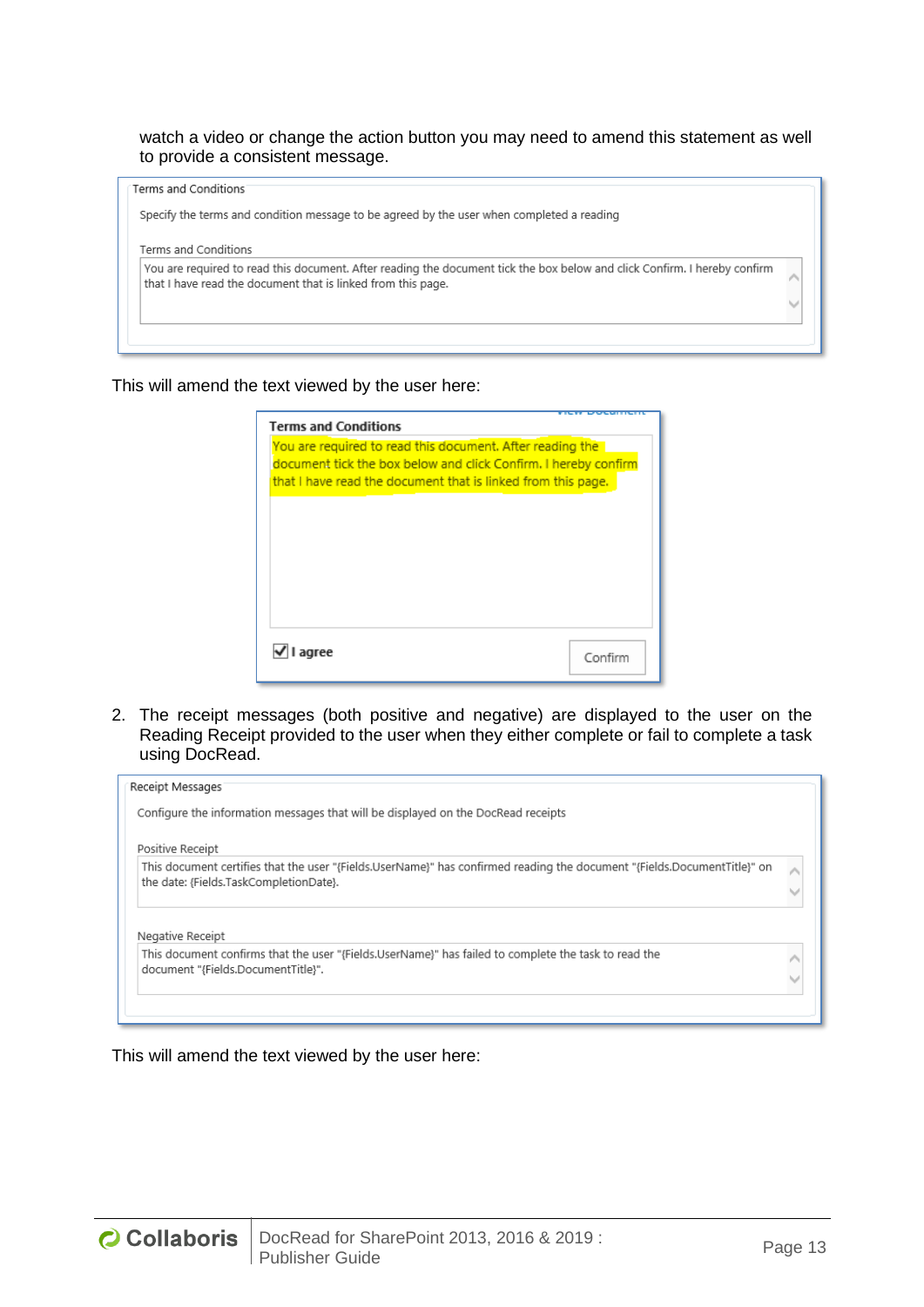watch a video or change the action button you may need to amend this statement as well to provide a consistent message.

Terms and Conditions

Specify the terms and condition message to be agreed by the user when completed a reading

Terms and Conditions

You are required to read this document. After reading the document tick the box below and click Confirm. I hereby confirm that I have read the document that is linked from this page.

This will amend the text viewed by the user here:

**Terms and Conditions**

You are required to read this document. After reading the document tick the box below and click Confirm. I hereby confirm that I have read the document that is linked from this page.

☑ I agree    Confirm

2. The receipt messages (both positive and negative) are displayed to the user on the Reading Receipt provided to the user when they either complete or fail to complete a task using DocRead.

Receipt Messages

Configure the information messages that will be displayed on the DocRead receipts

Positive Receipt

This document certifies that the user "{Fields.UserName}" has confirmed reading the document "{Fields.DocumentTitle}" on the date: {Fields.TaskCompletionDate}.

Negative Receipt

This document confirms that the user "{Fields.UserName}" has failed to complete the task to read the document "{Fields.DocumentTitle}".

This will amend the text viewed by the user here: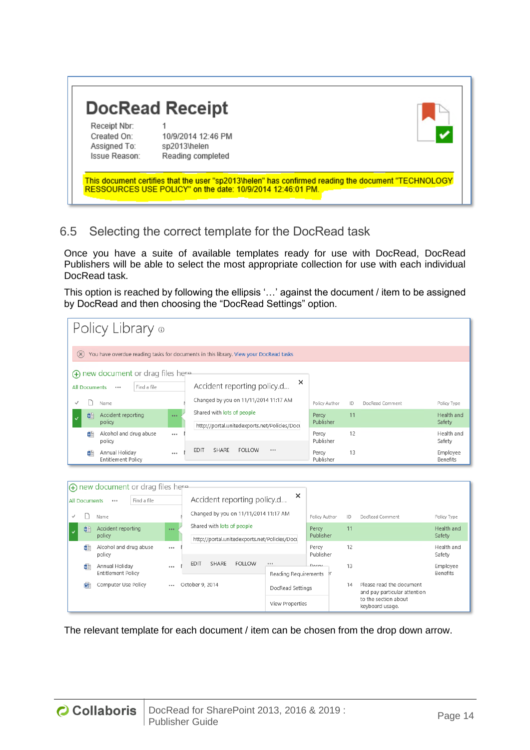# DocRead Receipt

Receipt Nbr: 1
Created On: 10/9/2014 12:46 PM
Assigned To: sp2013\helen
Issue Reason: Reading completed

This document certifies that the user "sp2013\helen" has confirmed reading the document "TECHNOLOGY RESSOURCES USE POLICY" on the date: 10/9/2014 12:46:01 PM.

## 6.5 Selecting the correct template for the DocRead task

Once you have a suite of available templates ready for use with DocRead, DocRead Publishers will be able to select the most appropriate collection for use with each individual DocRead task.

This option is reached by following the ellipsis '…' against the document / item to be assigned by DocRead and then choosing the "DocRead Settings" option.

The relevant template for each document / item can be chosen from the drop down arrow.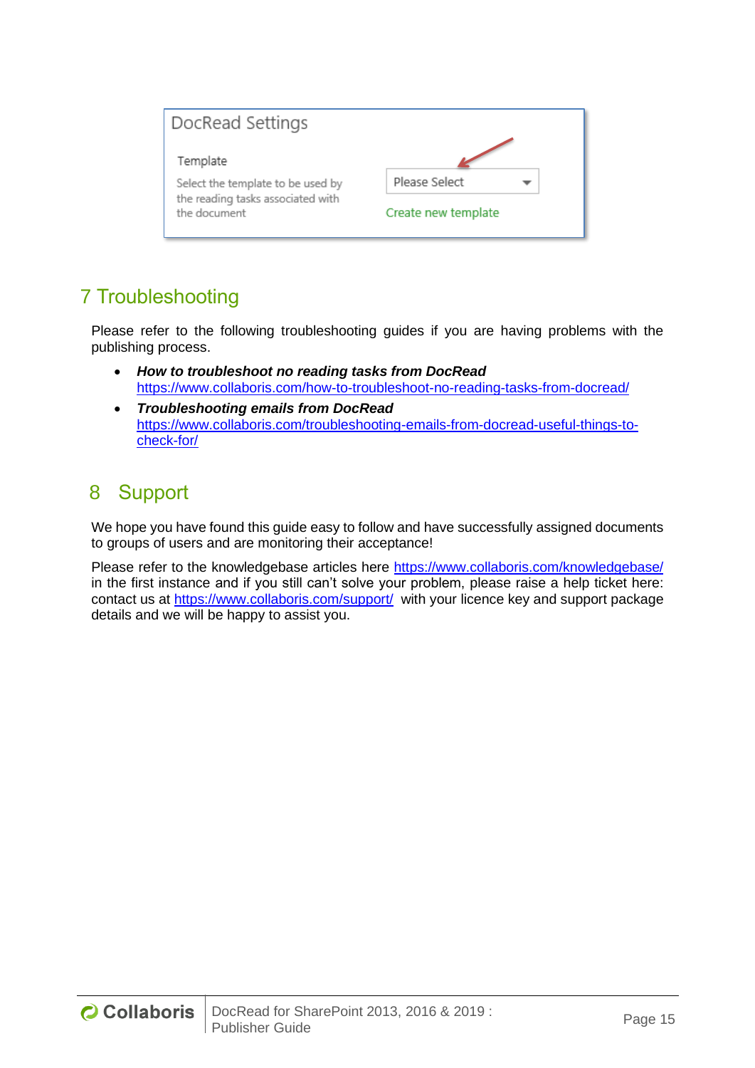DocRead Settings

Template

Select the template to be used by the reading tasks associated with the document

Please Select

Create new template

# 7 Troubleshooting

Please refer to the following troubleshooting guides if you are having problems with the publishing process.

- ***How to troubleshoot no reading tasks from DocRead***
  https://www.collaboris.com/how-to-troubleshoot-no-reading-tasks-from-docread/
- ***Troubleshooting emails from DocRead***
  https://www.collaboris.com/troubleshooting-emails-from-docread-useful-things-to-check-for/

# 8 Support

We hope you have found this guide easy to follow and have successfully assigned documents to groups of users and are monitoring their acceptance!

Please refer to the knowledgebase articles here https://www.collaboris.com/knowledgebase/ in the first instance and if you still can't solve your problem, please raise a help ticket here: contact us at https://www.collaboris.com/support/ with your licence key and support package details and we will be happy to assist you.